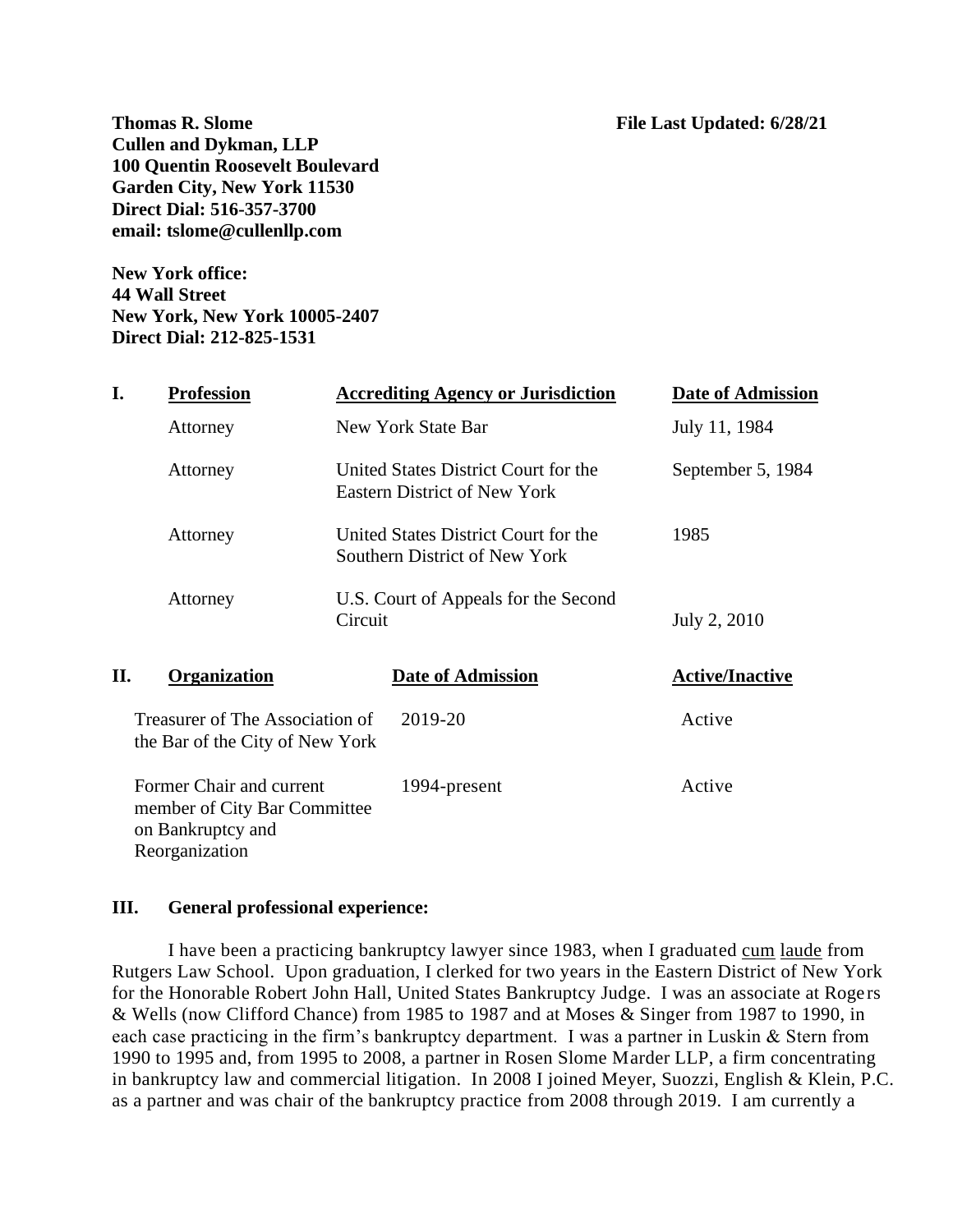**Thomas R. Slome**

**File Last Updated: 6/28/21**

**Cullen and Dykman, LLP**
**100 Quentin Roosevelt Boulevard**
**Garden City, New York 11530**
**Direct Dial: 516-357-3700**
**email: tslome@cullenllp.com**

**New York office:**
**44 Wall Street**
**New York, New York 10005-2407**
**Direct Dial: 212-825-1531**

| I. | **Profession** | **Accrediting Agency or Jurisdiction** | **Date of Admission** |
|---|---|---|---|
| | Attorney | New York State Bar | July 11, 1984 |
| | Attorney | United States District Court for the Eastern District of New York | September 5, 1984 |
| | Attorney | United States District Court for the Southern District of New York | 1985 |
| | Attorney | U.S. Court of Appeals for the Second Circuit | July 2, 2010 |

| II. **Organization** | **Date of Admission** | **Active/Inactive** |
|---|---|---|
| Treasurer of The Association of the Bar of the City of New York | 2019-20 | Active |
| Former Chair and current member of City Bar Committee on Bankruptcy and Reorganization | 1994-present | Active |

## III. General professional experience:

I have been a practicing bankruptcy lawyer since 1983, when I graduated cum laude from Rutgers Law School. Upon graduation, I clerked for two years in the Eastern District of New York for the Honorable Robert John Hall, United States Bankruptcy Judge. I was an associate at Rogers & Wells (now Clifford Chance) from 1985 to 1987 and at Moses & Singer from 1987 to 1990, in each case practicing in the firm's bankruptcy department. I was a partner in Luskin & Stern from 1990 to 1995 and, from 1995 to 2008, a partner in Rosen Slome Marder LLP, a firm concentrating in bankruptcy law and commercial litigation. In 2008 I joined Meyer, Suozzi, English & Klein, P.C. as a partner and was chair of the bankruptcy practice from 2008 through 2019. I am currently a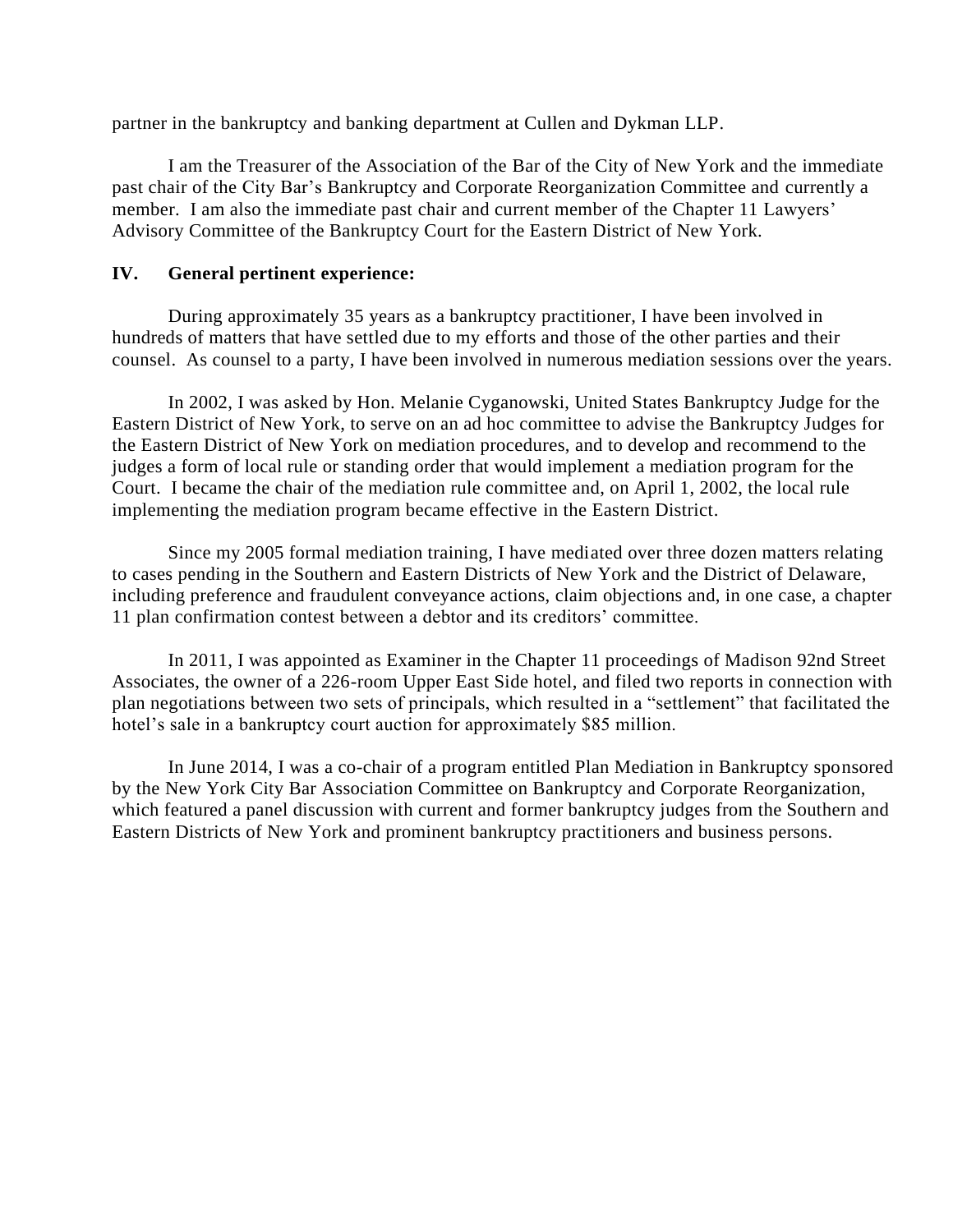partner in the bankruptcy and banking department at Cullen and Dykman LLP.

I am the Treasurer of the Association of the Bar of the City of New York and the immediate past chair of the City Bar's Bankruptcy and Corporate Reorganization Committee and currently a member. I am also the immediate past chair and current member of the Chapter 11 Lawyers' Advisory Committee of the Bankruptcy Court for the Eastern District of New York.

## IV. General pertinent experience:

During approximately 35 years as a bankruptcy practitioner, I have been involved in hundreds of matters that have settled due to my efforts and those of the other parties and their counsel. As counsel to a party, I have been involved in numerous mediation sessions over the years.

In 2002, I was asked by Hon. Melanie Cyganowski, United States Bankruptcy Judge for the Eastern District of New York, to serve on an ad hoc committee to advise the Bankruptcy Judges for the Eastern District of New York on mediation procedures, and to develop and recommend to the judges a form of local rule or standing order that would implement a mediation program for the Court. I became the chair of the mediation rule committee and, on April 1, 2002, the local rule implementing the mediation program became effective in the Eastern District.

Since my 2005 formal mediation training, I have mediated over three dozen matters relating to cases pending in the Southern and Eastern Districts of New York and the District of Delaware, including preference and fraudulent conveyance actions, claim objections and, in one case, a chapter 11 plan confirmation contest between a debtor and its creditors' committee.

In 2011, I was appointed as Examiner in the Chapter 11 proceedings of Madison 92nd Street Associates, the owner of a 226-room Upper East Side hotel, and filed two reports in connection with plan negotiations between two sets of principals, which resulted in a "settlement" that facilitated the hotel's sale in a bankruptcy court auction for approximately $85 million.

In June 2014, I was a co-chair of a program entitled Plan Mediation in Bankruptcy sponsored by the New York City Bar Association Committee on Bankruptcy and Corporate Reorganization, which featured a panel discussion with current and former bankruptcy judges from the Southern and Eastern Districts of New York and prominent bankruptcy practitioners and business persons.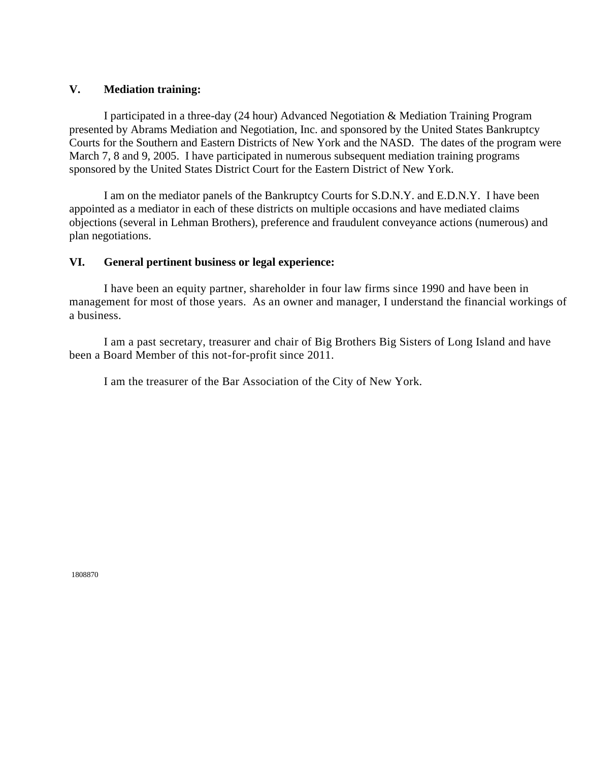## V. Mediation training:

I participated in a three-day (24 hour) Advanced Negotiation & Mediation Training Program presented by Abrams Mediation and Negotiation, Inc. and sponsored by the United States Bankruptcy Courts for the Southern and Eastern Districts of New York and the NASD. The dates of the program were March 7, 8 and 9, 2005. I have participated in numerous subsequent mediation training programs sponsored by the United States District Court for the Eastern District of New York.

I am on the mediator panels of the Bankruptcy Courts for S.D.N.Y. and E.D.N.Y. I have been appointed as a mediator in each of these districts on multiple occasions and have mediated claims objections (several in Lehman Brothers), preference and fraudulent conveyance actions (numerous) and plan negotiations.

## VI. General pertinent business or legal experience:

I have been an equity partner, shareholder in four law firms since 1990 and have been in management for most of those years. As an owner and manager, I understand the financial workings of a business.

I am a past secretary, treasurer and chair of Big Brothers Big Sisters of Long Island and have been a Board Member of this not-for-profit since 2011.

I am the treasurer of the Bar Association of the City of New York.

1808870